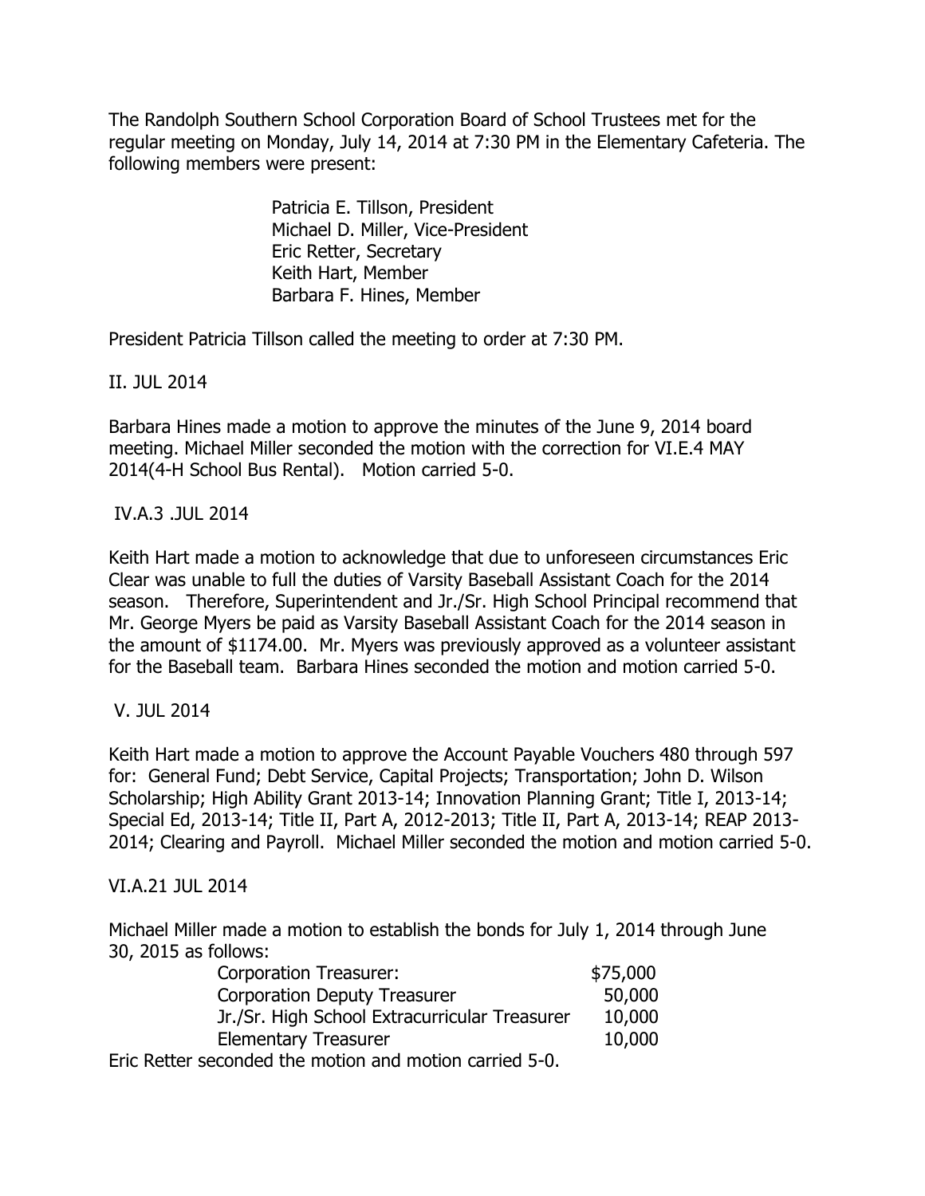The Randolph Southern School Corporation Board of School Trustees met for the regular meeting on Monday, July 14, 2014 at 7:30 PM in the Elementary Cafeteria. The following members were present:

Patricia E. Tillson, President
Michael D. Miller, Vice-President
Eric Retter, Secretary
Keith Hart, Member
Barbara F. Hines, Member

President Patricia Tillson called the meeting to order at 7:30 PM.

II. JUL 2014

Barbara Hines made a motion to approve the minutes of the June 9, 2014 board meeting. Michael Miller seconded the motion with the correction for VI.E.4 MAY 2014(4-H School Bus Rental). Motion carried 5-0.

IV.A.3 .JUL 2014

Keith Hart made a motion to acknowledge that due to unforeseen circumstances Eric Clear was unable to full the duties of Varsity Baseball Assistant Coach for the 2014 season. Therefore, Superintendent and Jr./Sr. High School Principal recommend that Mr. George Myers be paid as Varsity Baseball Assistant Coach for the 2014 season in the amount of $1174.00. Mr. Myers was previously approved as a volunteer assistant for the Baseball team. Barbara Hines seconded the motion and motion carried 5-0.

V. JUL 2014

Keith Hart made a motion to approve the Account Payable Vouchers 480 through 597 for: General Fund; Debt Service, Capital Projects; Transportation; John D. Wilson Scholarship; High Ability Grant 2013-14; Innovation Planning Grant; Title I, 2013-14; Special Ed, 2013-14; Title II, Part A, 2012-2013; Title II, Part A, 2013-14; REAP 2013-2014; Clearing and Payroll. Michael Miller seconded the motion and motion carried 5-0.

VI.A.21 JUL 2014

Michael Miller made a motion to establish the bonds for July 1, 2014 through June 30, 2015 as follows:

| | |
|---|---|
| Corporation Treasurer: | $75,000 |
| Corporation Deputy Treasurer | 50,000 |
| Jr./Sr. High School Extracurricular Treasurer | 10,000 |
| Elementary Treasurer | 10,000 |

Eric Retter seconded the motion and motion carried 5-0.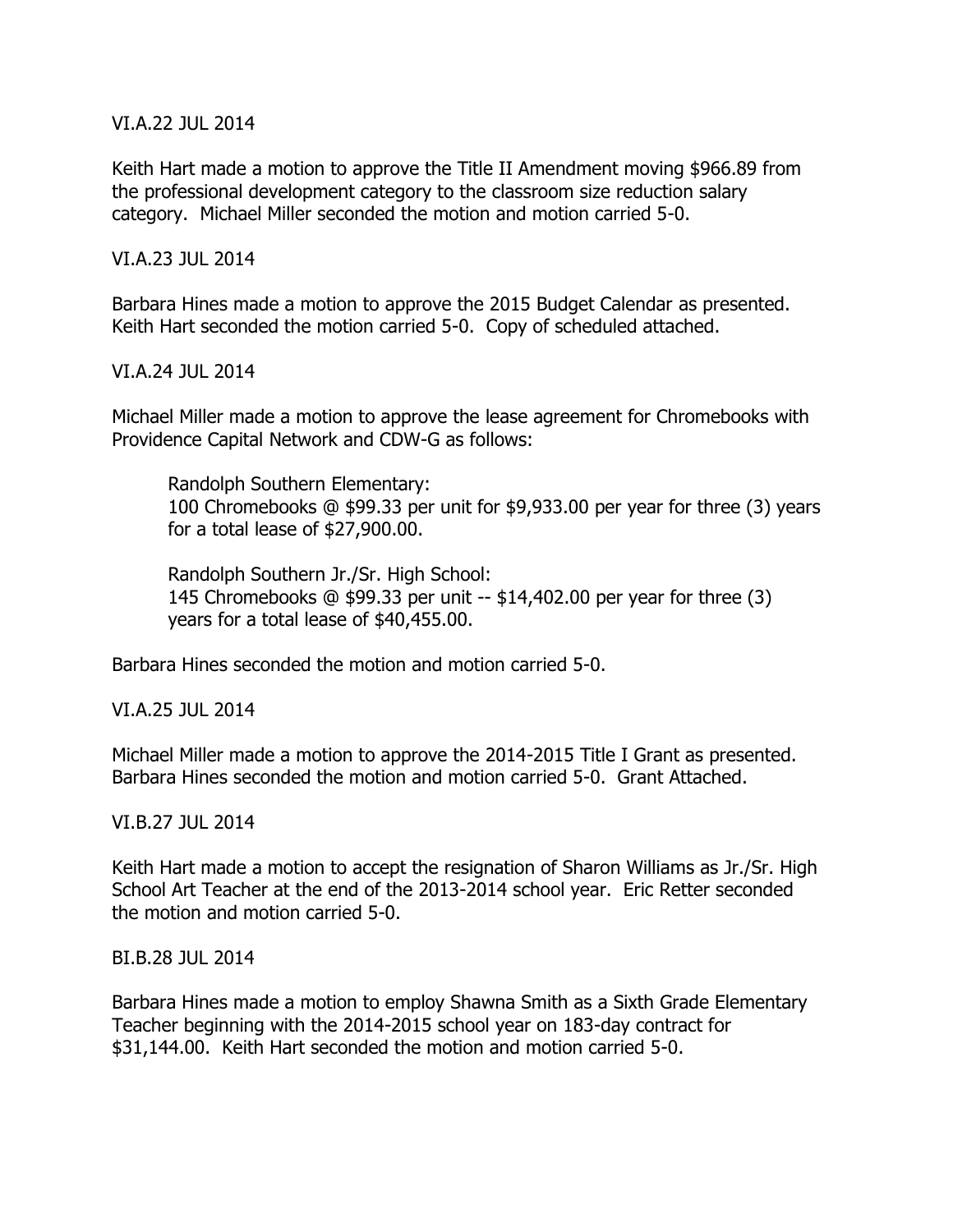VI.A.22 JUL 2014

Keith Hart made a motion to approve the Title II Amendment moving $966.89 from the professional development category to the classroom size reduction salary category. Michael Miller seconded the motion and motion carried 5-0.

VI.A.23 JUL 2014

Barbara Hines made a motion to approve the 2015 Budget Calendar as presented. Keith Hart seconded the motion carried 5-0. Copy of scheduled attached.

VI.A.24 JUL 2014

Michael Miller made a motion to approve the lease agreement for Chromebooks with Providence Capital Network and CDW-G as follows:

> Randolph Southern Elementary:
> 100 Chromebooks @ $99.33 per unit for $9,933.00 per year for three (3) years for a total lease of $27,900.00.
>
> Randolph Southern Jr./Sr. High School:
> 145 Chromebooks @ $99.33 per unit -- $14,402.00 per year for three (3) years for a total lease of $40,455.00.

Barbara Hines seconded the motion and motion carried 5-0.

VI.A.25 JUL 2014

Michael Miller made a motion to approve the 2014-2015 Title I Grant as presented. Barbara Hines seconded the motion and motion carried 5-0. Grant Attached.

VI.B.27 JUL 2014

Keith Hart made a motion to accept the resignation of Sharon Williams as Jr./Sr. High School Art Teacher at the end of the 2013-2014 school year. Eric Retter seconded the motion and motion carried 5-0.

BI.B.28 JUL 2014

Barbara Hines made a motion to employ Shawna Smith as a Sixth Grade Elementary Teacher beginning with the 2014-2015 school year on 183-day contract for $31,144.00. Keith Hart seconded the motion and motion carried 5-0.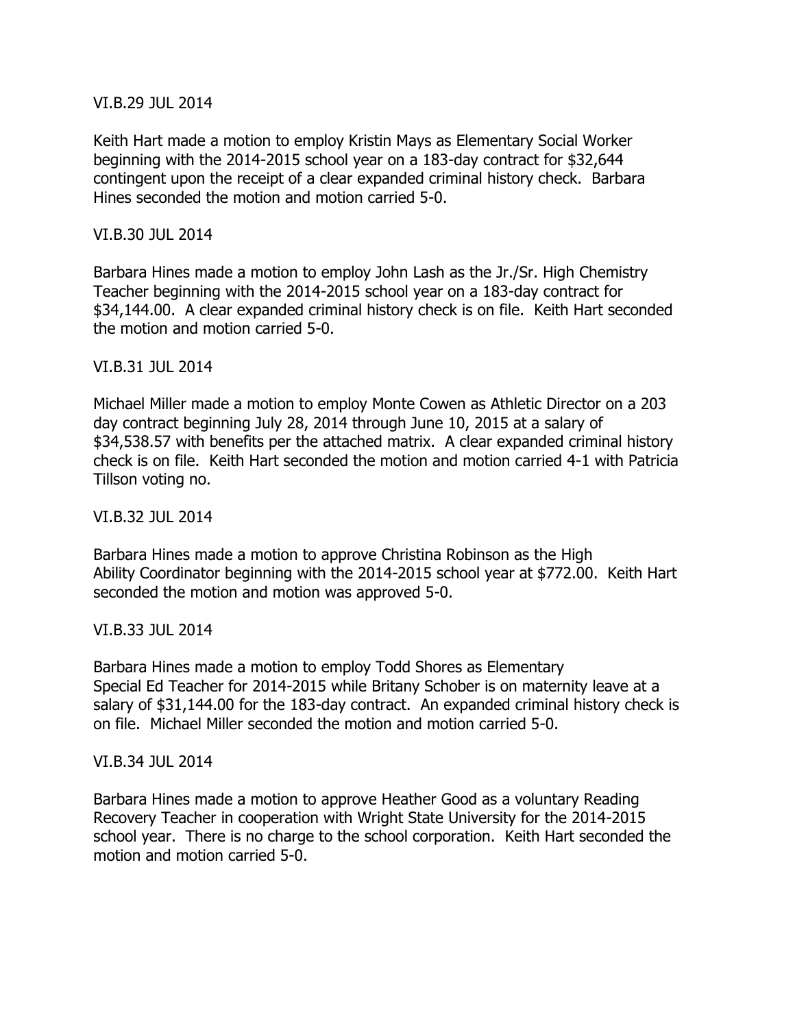VI.B.29 JUL 2014

Keith Hart made a motion to employ Kristin Mays as Elementary Social Worker beginning with the 2014-2015 school year on a 183-day contract for $32,644 contingent upon the receipt of a clear expanded criminal history check. Barbara Hines seconded the motion and motion carried 5-0.

VI.B.30 JUL 2014

Barbara Hines made a motion to employ John Lash as the Jr./Sr. High Chemistry Teacher beginning with the 2014-2015 school year on a 183-day contract for $34,144.00. A clear expanded criminal history check is on file. Keith Hart seconded the motion and motion carried 5-0.

VI.B.31 JUL 2014

Michael Miller made a motion to employ Monte Cowen as Athletic Director on a 203 day contract beginning July 28, 2014 through June 10, 2015 at a salary of $34,538.57 with benefits per the attached matrix. A clear expanded criminal history check is on file. Keith Hart seconded the motion and motion carried 4-1 with Patricia Tillson voting no.

VI.B.32 JUL 2014

Barbara Hines made a motion to approve Christina Robinson as the High Ability Coordinator beginning with the 2014-2015 school year at $772.00. Keith Hart seconded the motion and motion was approved 5-0.

VI.B.33 JUL 2014

Barbara Hines made a motion to employ Todd Shores as Elementary Special Ed Teacher for 2014-2015 while Britany Schober is on maternity leave at a salary of $31,144.00 for the 183-day contract. An expanded criminal history check is on file. Michael Miller seconded the motion and motion carried 5-0.

VI.B.34 JUL 2014

Barbara Hines made a motion to approve Heather Good as a voluntary Reading Recovery Teacher in cooperation with Wright State University for the 2014-2015 school year. There is no charge to the school corporation. Keith Hart seconded the motion and motion carried 5-0.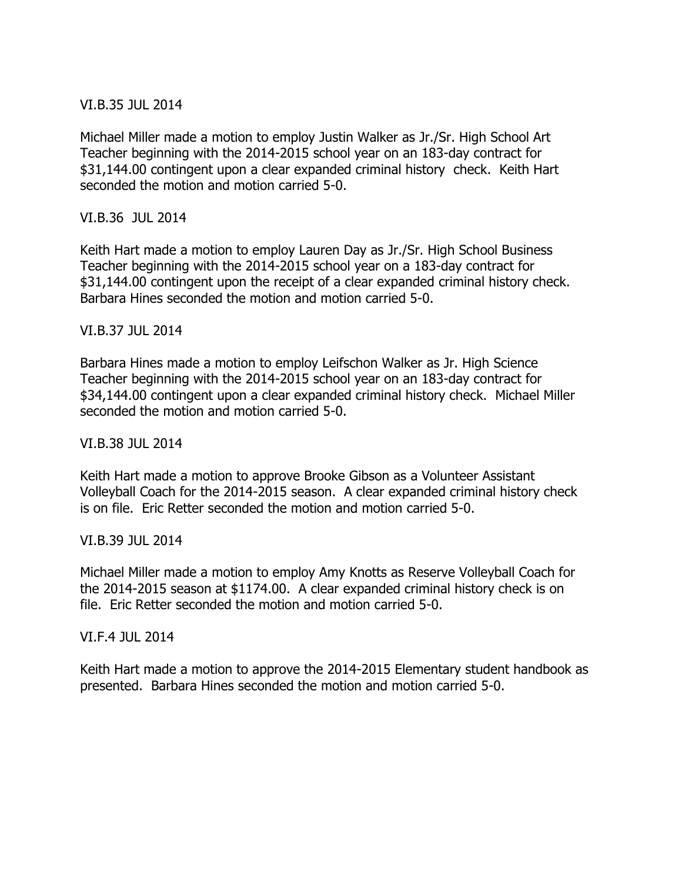VI.B.35 JUL 2014

Michael Miller made a motion to employ Justin Walker as Jr./Sr. High School Art Teacher beginning with the 2014-2015 school year on an 183-day contract for \$31,144.00 contingent upon a clear expanded criminal history check. Keith Hart seconded the motion and motion carried 5-0.

VI.B.36 JUL 2014

Keith Hart made a motion to employ Lauren Day as Jr./Sr. High School Business Teacher beginning with the 2014-2015 school year on a 183-day contract for \$31,144.00 contingent upon the receipt of a clear expanded criminal history check. Barbara Hines seconded the motion and motion carried 5-0.

VI.B.37 JUL 2014

Barbara Hines made a motion to employ Leifschon Walker as Jr. High Science Teacher beginning with the 2014-2015 school year on an 183-day contract for \$34,144.00 contingent upon a clear expanded criminal history check. Michael Miller seconded the motion and motion carried 5-0.

VI.B.38 JUL 2014

Keith Hart made a motion to approve Brooke Gibson as a Volunteer Assistant Volleyball Coach for the 2014-2015 season. A clear expanded criminal history check is on file. Eric Retter seconded the motion and motion carried 5-0.

VI.B.39 JUL 2014

Michael Miller made a motion to employ Amy Knotts as Reserve Volleyball Coach for the 2014-2015 season at \$1174.00. A clear expanded criminal history check is on file. Eric Retter seconded the motion and motion carried 5-0.

VI.F.4 JUL 2014

Keith Hart made a motion to approve the 2014-2015 Elementary student handbook as presented. Barbara Hines seconded the motion and motion carried 5-0.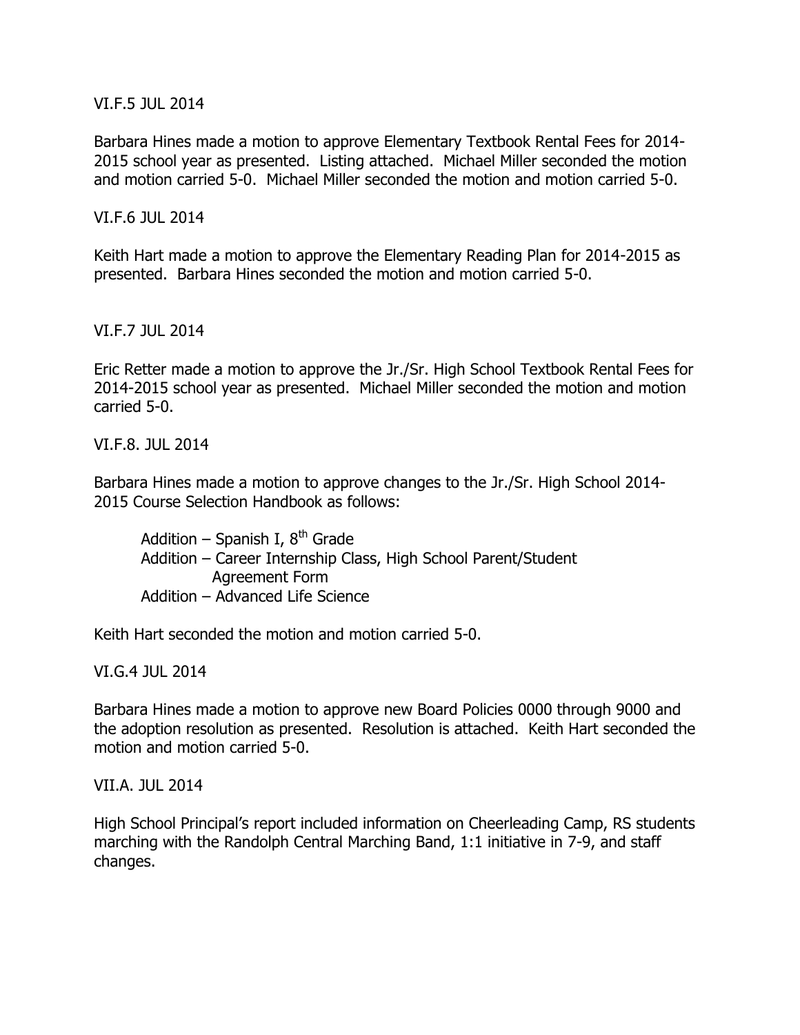VI.F.5 JUL 2014

Barbara Hines made a motion to approve Elementary Textbook Rental Fees for 2014-2015 school year as presented. Listing attached. Michael Miller seconded the motion and motion carried 5-0. Michael Miller seconded the motion and motion carried 5-0.

VI.F.6 JUL 2014

Keith Hart made a motion to approve the Elementary Reading Plan for 2014-2015 as presented. Barbara Hines seconded the motion and motion carried 5-0.

VI.F.7 JUL 2014

Eric Retter made a motion to approve the Jr./Sr. High School Textbook Rental Fees for 2014-2015 school year as presented. Michael Miller seconded the motion and motion carried 5-0.

VI.F.8. JUL 2014

Barbara Hines made a motion to approve changes to the Jr./Sr. High School 2014-2015 Course Selection Handbook as follows:

> Addition – Spanish I, 8th Grade
> Addition – Career Internship Class, High School Parent/Student Agreement Form
> Addition – Advanced Life Science

Keith Hart seconded the motion and motion carried 5-0.

VI.G.4 JUL 2014

Barbara Hines made a motion to approve new Board Policies 0000 through 9000 and the adoption resolution as presented. Resolution is attached. Keith Hart seconded the motion and motion carried 5-0.

VII.A. JUL 2014

High School Principal's report included information on Cheerleading Camp, RS students marching with the Randolph Central Marching Band, 1:1 initiative in 7-9, and staff changes.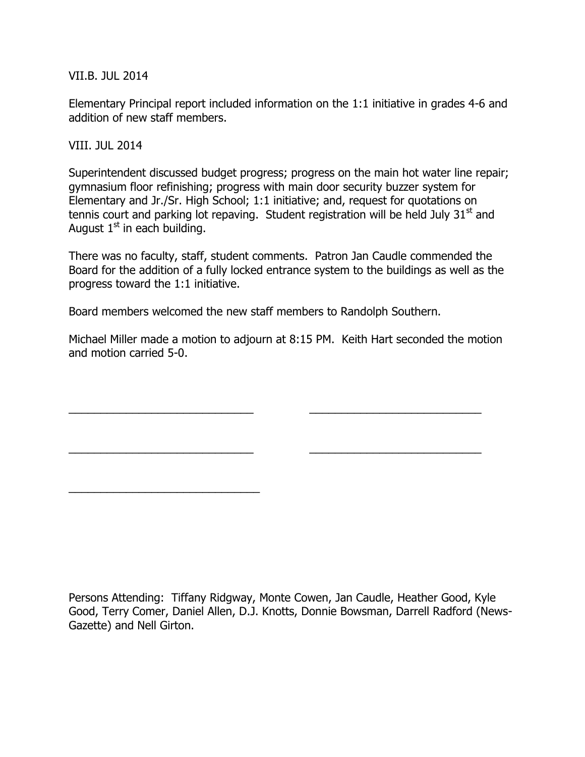VII.B. JUL 2014

Elementary Principal report included information on the 1:1 initiative in grades 4-6 and addition of new staff members.

VIII. JUL 2014

Superintendent discussed budget progress; progress on the main hot water line repair; gymnasium floor refinishing; progress with main door security buzzer system for Elementary and Jr./Sr. High School; 1:1 initiative; and, request for quotations on tennis court and parking lot repaving. Student registration will be held July 31st and August 1st in each building.

There was no faculty, staff, student comments. Patron Jan Caudle commended the Board for the addition of a fully locked entrance system to the buildings as well as the progress toward the 1:1 initiative.

Board members welcomed the new staff members to Randolph Southern.

Michael Miller made a motion to adjourn at 8:15 PM. Keith Hart seconded the motion and motion carried 5-0.

______________________________ ______________________________

______________________________ ______________________________

______________________________

Persons Attending: Tiffany Ridgway, Monte Cowen, Jan Caudle, Heather Good, Kyle Good, Terry Comer, Daniel Allen, D.J. Knotts, Donnie Bowsman, Darrell Radford (News-Gazette) and Nell Girton.